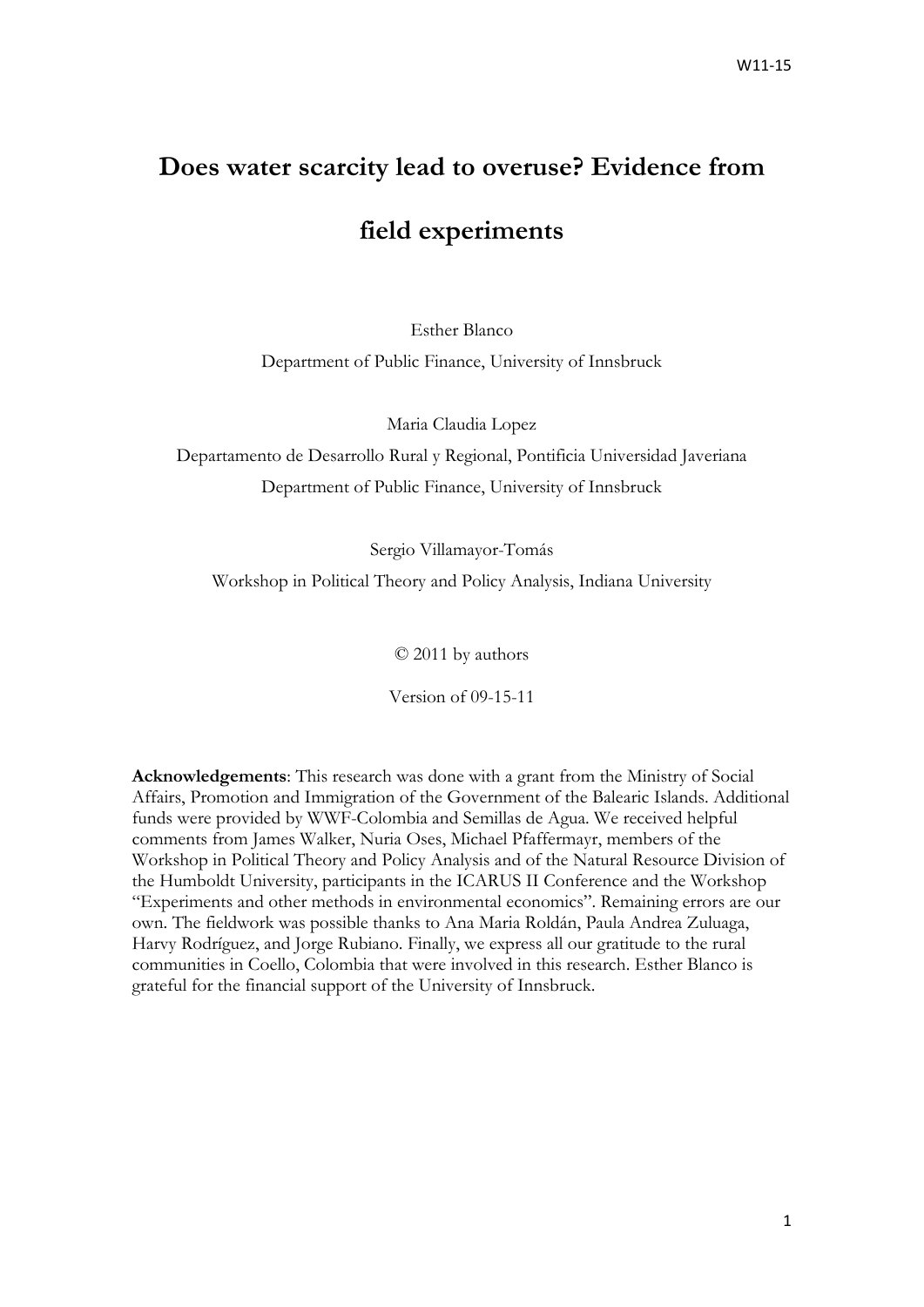W11-15

# Does water scarcity lead to overuse? Evidence from field experiments

Esther Blanco
Department of Public Finance, University of Innsbruck

Maria Claudia Lopez
Departamento de Desarrollo Rural y Regional, Pontificia Universidad Javeriana
Department of Public Finance, University of Innsbruck

Sergio Villamayor-Tomás
Workshop in Political Theory and Policy Analysis, Indiana University

© 2011 by authors

Version of 09-15-11

**Acknowledgements**: This research was done with a grant from the Ministry of Social Affairs, Promotion and Immigration of the Government of the Balearic Islands. Additional funds were provided by WWF-Colombia and Semillas de Agua. We received helpful comments from James Walker, Nuria Oses, Michael Pfaffermayr, members of the Workshop in Political Theory and Policy Analysis and of the Natural Resource Division of the Humboldt University, participants in the ICARUS II Conference and the Workshop "Experiments and other methods in environmental economics". Remaining errors are our own. The fieldwork was possible thanks to Ana Maria Roldán, Paula Andrea Zuluaga, Harvy Rodríguez, and Jorge Rubiano. Finally, we express all our gratitude to the rural communities in Coello, Colombia that were involved in this research. Esther Blanco is grateful for the financial support of the University of Innsbruck.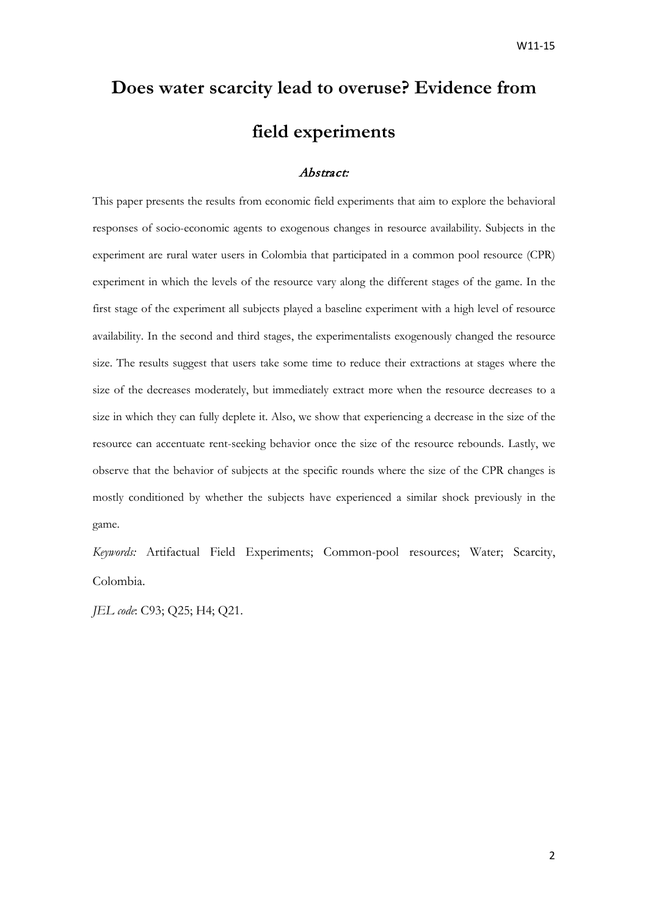# Does water scarcity lead to overuse? Evidence from field experiments

*Abstract:*

This paper presents the results from economic field experiments that aim to explore the behavioral responses of socio-economic agents to exogenous changes in resource availability. Subjects in the experiment are rural water users in Colombia that participated in a common pool resource (CPR) experiment in which the levels of the resource vary along the different stages of the game. In the first stage of the experiment all subjects played a baseline experiment with a high level of resource availability. In the second and third stages, the experimentalists exogenously changed the resource size. The results suggest that users take some time to reduce their extractions at stages where the size of the decreases moderately, but immediately extract more when the resource decreases to a size in which they can fully deplete it. Also, we show that experiencing a decrease in the size of the resource can accentuate rent-seeking behavior once the size of the resource rebounds. Lastly, we observe that the behavior of subjects at the specific rounds where the size of the CPR changes is mostly conditioned by whether the subjects have experienced a similar shock previously in the game.

*Keywords:* Artifactual Field Experiments; Common-pool resources; Water; Scarcity, Colombia.

*JEL code*: C93; Q25; H4; Q21.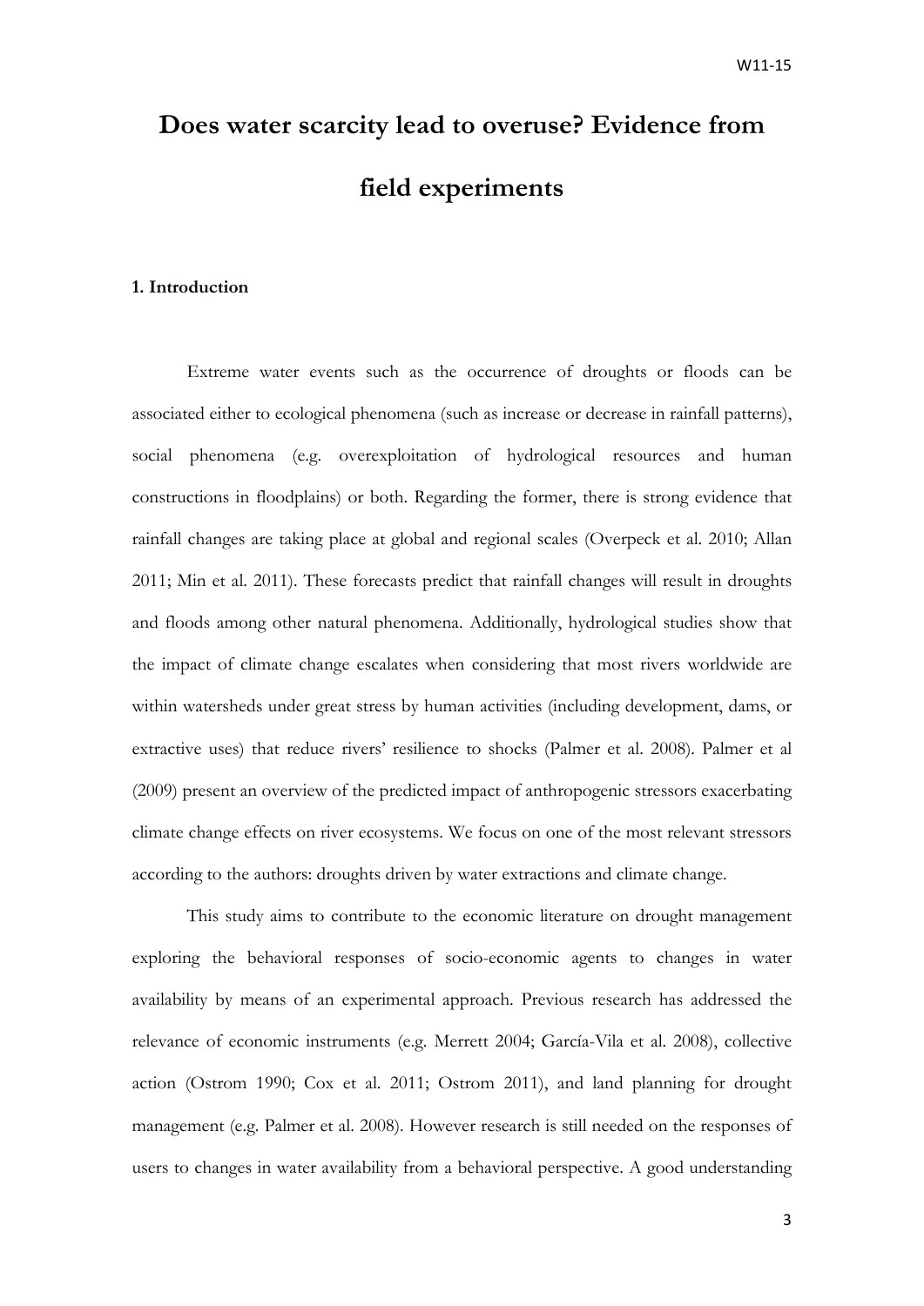# Does water scarcity lead to overuse? Evidence from field experiments

## 1. Introduction

Extreme water events such as the occurrence of droughts or floods can be associated either to ecological phenomena (such as increase or decrease in rainfall patterns), social phenomena (e.g. overexploitation of hydrological resources and human constructions in floodplains) or both. Regarding the former, there is strong evidence that rainfall changes are taking place at global and regional scales (Overpeck et al. 2010; Allan 2011; Min et al. 2011). These forecasts predict that rainfall changes will result in droughts and floods among other natural phenomena. Additionally, hydrological studies show that the impact of climate change escalates when considering that most rivers worldwide are within watersheds under great stress by human activities (including development, dams, or extractive uses) that reduce rivers' resilience to shocks (Palmer et al. 2008). Palmer et al (2009) present an overview of the predicted impact of anthropogenic stressors exacerbating climate change effects on river ecosystems. We focus on one of the most relevant stressors according to the authors: droughts driven by water extractions and climate change.

This study aims to contribute to the economic literature on drought management exploring the behavioral responses of socio-economic agents to changes in water availability by means of an experimental approach. Previous research has addressed the relevance of economic instruments (e.g. Merrett 2004; García-Vila et al. 2008), collective action (Ostrom 1990; Cox et al. 2011; Ostrom 2011), and land planning for drought management (e.g. Palmer et al. 2008). However research is still needed on the responses of users to changes in water availability from a behavioral perspective. A good understanding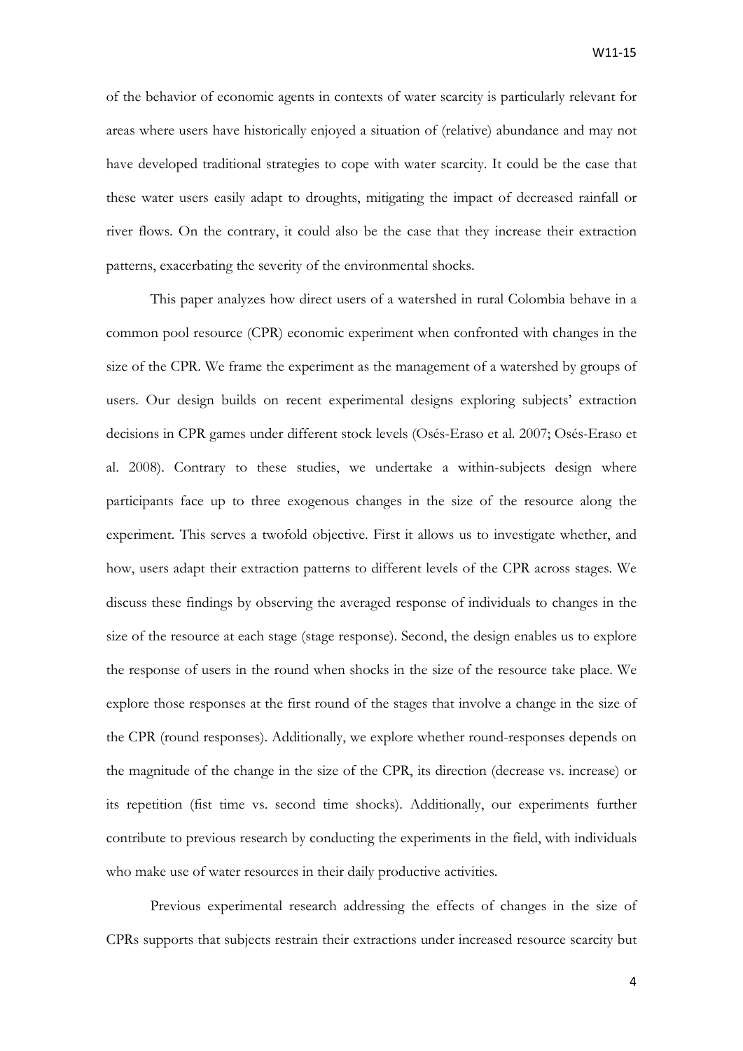of the behavior of economic agents in contexts of water scarcity is particularly relevant for areas where users have historically enjoyed a situation of (relative) abundance and may not have developed traditional strategies to cope with water scarcity. It could be the case that these water users easily adapt to droughts, mitigating the impact of decreased rainfall or river flows. On the contrary, it could also be the case that they increase their extraction patterns, exacerbating the severity of the environmental shocks.

This paper analyzes how direct users of a watershed in rural Colombia behave in a common pool resource (CPR) economic experiment when confronted with changes in the size of the CPR. We frame the experiment as the management of a watershed by groups of users. Our design builds on recent experimental designs exploring subjects' extraction decisions in CPR games under different stock levels (Osés-Eraso et al. 2007; Osés-Eraso et al. 2008). Contrary to these studies, we undertake a within-subjects design where participants face up to three exogenous changes in the size of the resource along the experiment. This serves a twofold objective. First it allows us to investigate whether, and how, users adapt their extraction patterns to different levels of the CPR across stages. We discuss these findings by observing the averaged response of individuals to changes in the size of the resource at each stage (stage response). Second, the design enables us to explore the response of users in the round when shocks in the size of the resource take place. We explore those responses at the first round of the stages that involve a change in the size of the CPR (round responses). Additionally, we explore whether round-responses depends on the magnitude of the change in the size of the CPR, its direction (decrease vs. increase) or its repetition (fist time vs. second time shocks). Additionally, our experiments further contribute to previous research by conducting the experiments in the field, with individuals who make use of water resources in their daily productive activities.

Previous experimental research addressing the effects of changes in the size of CPRs supports that subjects restrain their extractions under increased resource scarcity but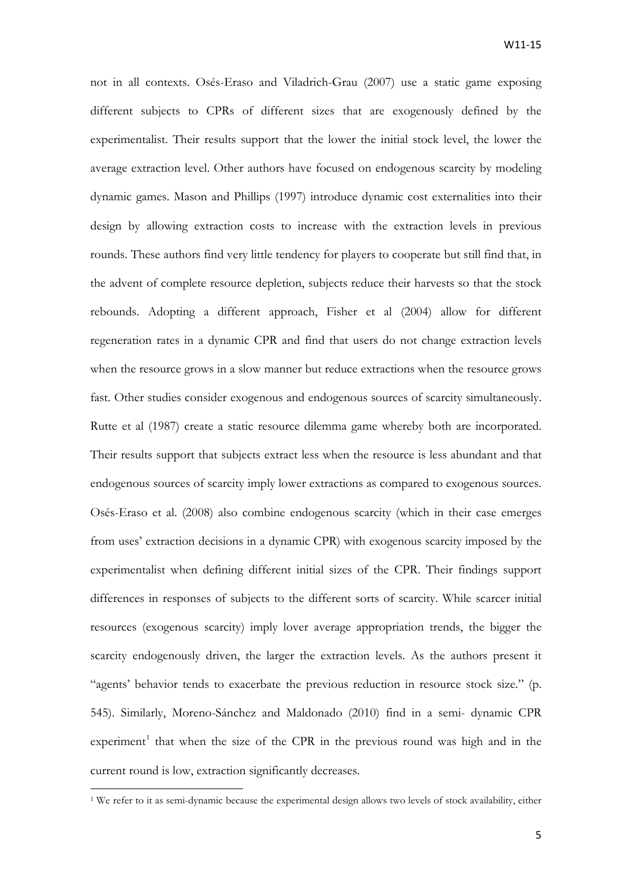not in all contexts. Osés-Eraso and Viladrich-Grau (2007) use a static game exposing different subjects to CPRs of different sizes that are exogenously defined by the experimentalist. Their results support that the lower the initial stock level, the lower the average extraction level. Other authors have focused on endogenous scarcity by modeling dynamic games. Mason and Phillips (1997) introduce dynamic cost externalities into their design by allowing extraction costs to increase with the extraction levels in previous rounds. These authors find very little tendency for players to cooperate but still find that, in the advent of complete resource depletion, subjects reduce their harvests so that the stock rebounds. Adopting a different approach, Fisher et al (2004) allow for different regeneration rates in a dynamic CPR and find that users do not change extraction levels when the resource grows in a slow manner but reduce extractions when the resource grows fast. Other studies consider exogenous and endogenous sources of scarcity simultaneously. Rutte et al (1987) create a static resource dilemma game whereby both are incorporated. Their results support that subjects extract less when the resource is less abundant and that endogenous sources of scarcity imply lower extractions as compared to exogenous sources. Osés-Eraso et al. (2008) also combine endogenous scarcity (which in their case emerges from uses' extraction decisions in a dynamic CPR) with exogenous scarcity imposed by the experimentalist when defining different initial sizes of the CPR. Their findings support differences in responses of subjects to the different sorts of scarcity. While scarcer initial resources (exogenous scarcity) imply lover average appropriation trends, the bigger the scarcity endogenously driven, the larger the extraction levels. As the authors present it "agents' behavior tends to exacerbate the previous reduction in resource stock size." (p. 545). Similarly, Moreno-Sánchez and Maldonado (2010) find in a semi- dynamic CPR experiment[1] that when the size of the CPR in the previous round was high and in the current round is low, extraction significantly decreases.

[1] We refer to it as semi-dynamic because the experimental design allows two levels of stock availability, either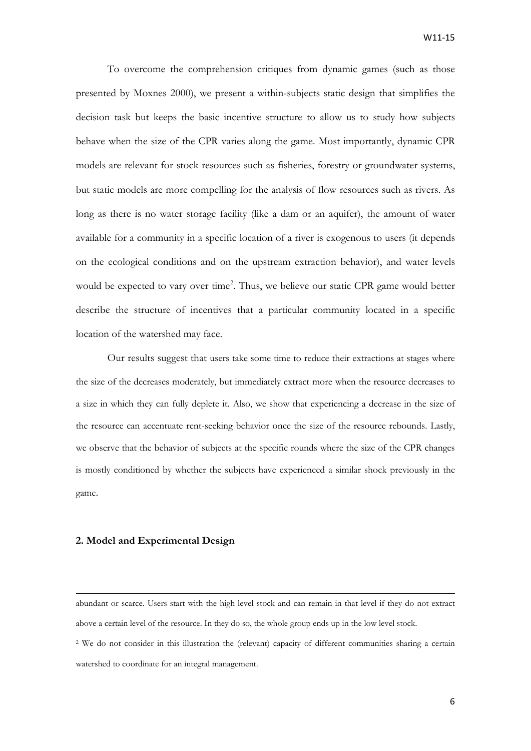To overcome the comprehension critiques from dynamic games (such as those presented by Moxnes 2000), we present a within-subjects static design that simplifies the decision task but keeps the basic incentive structure to allow us to study how subjects behave when the size of the CPR varies along the game. Most importantly, dynamic CPR models are relevant for stock resources such as fisheries, forestry or groundwater systems, but static models are more compelling for the analysis of flow resources such as rivers. As long as there is no water storage facility (like a dam or an aquifer), the amount of water available for a community in a specific location of a river is exogenous to users (it depends on the ecological conditions and on the upstream extraction behavior), and water levels would be expected to vary over time[2]. Thus, we believe our static CPR game would better describe the structure of incentives that a particular community located in a specific location of the watershed may face.

Our results suggest that users take some time to reduce their extractions at stages where the size of the decreases moderately, but immediately extract more when the resource decreases to a size in which they can fully deplete it. Also, we show that experiencing a decrease in the size of the resource can accentuate rent-seeking behavior once the size of the resource rebounds. Lastly, we observe that the behavior of subjects at the specific rounds where the size of the CPR changes is mostly conditioned by whether the subjects have experienced a similar shock previously in the game.

## 2. Model and Experimental Design

abundant or scarce. Users start with the high level stock and can remain in that level if they do not extract above a certain level of the resource. In they do so, the whole group ends up in the low level stock.

[2] We do not consider in this illustration the (relevant) capacity of different communities sharing a certain watershed to coordinate for an integral management.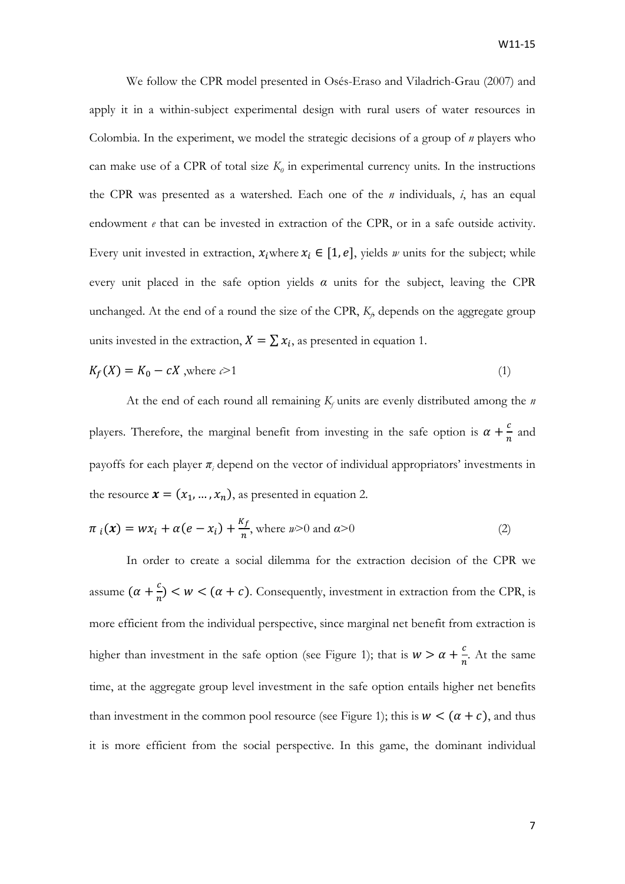We follow the CPR model presented in Osés-Eraso and Viladrich-Grau (2007) and apply it in a within-subject experimental design with rural users of water resources in Colombia. In the experiment, we model the strategic decisions of a group of $n$ players who can make use of a CPR of total size $K_0$ in experimental currency units. In the instructions the CPR was presented as a watershed. Each one of the $n$ individuals, $i$, has an equal endowment $e$ that can be invested in extraction of the CPR, or in a safe outside activity. Every unit invested in extraction, $x_i$ where $x_i \in [1, e]$, yields $w$ units for the subject; while every unit placed in the safe option yields $\alpha$ units for the subject, leaving the CPR unchanged. At the end of a round the size of the CPR, $K_f$, depends on the aggregate group units invested in the extraction, $X = \sum x_i$, as presented in equation 1.

$$K_f(X) = K_0 - cX \text{ ,where } c>1 \tag{1}$$

At the end of each round all remaining $K_f$ units are evenly distributed among the $n$ players. Therefore, the marginal benefit from investing in the safe option is $\alpha + \frac{c}{n}$ and payoffs for each player $\pi_i$ depend on the vector of individual appropriators' investments in the resource $\boldsymbol{x} = (x_1, \ldots, x_n)$, as presented in equation 2.

$$\pi_i(\boldsymbol{x}) = wx_i + \alpha(e - x_i) + \frac{K_f}{n}, \text{ where } w>0 \text{ and } \alpha>0 \tag{2}$$

In order to create a social dilemma for the extraction decision of the CPR we assume $(\alpha + \frac{c}{n}) < w < (\alpha + c)$. Consequently, investment in extraction from the CPR, is more efficient from the individual perspective, since marginal net benefit from extraction is higher than investment in the safe option (see Figure 1); that is $w > \alpha + \frac{c}{n}$. At the same time, at the aggregate group level investment in the safe option entails higher net benefits than investment in the common pool resource (see Figure 1); this is $w < (\alpha + c)$, and thus it is more efficient from the social perspective. In this game, the dominant individual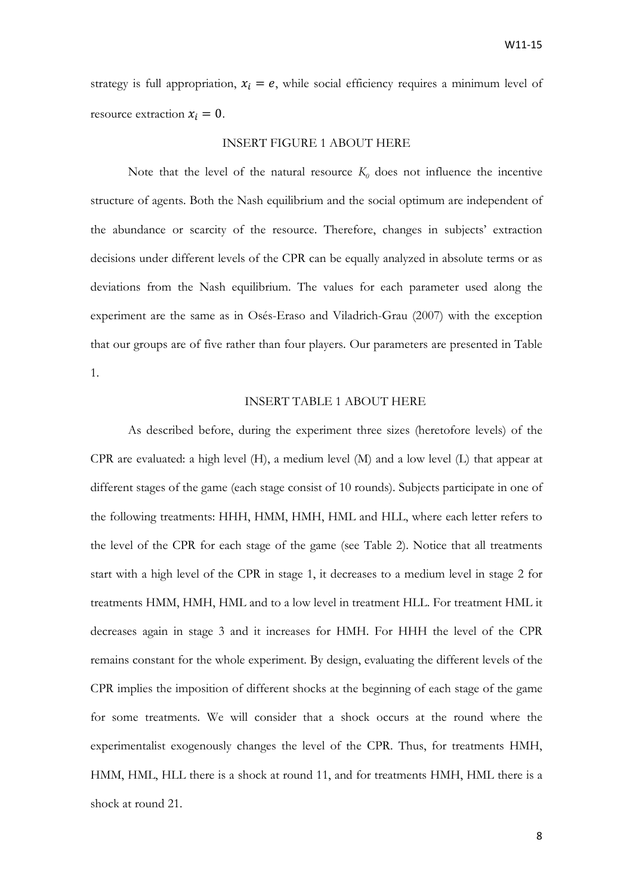strategy is full appropriation, $x_i = e$, while social efficiency requires a minimum level of resource extraction $x_i = 0$.

INSERT FIGURE 1 ABOUT HERE

Note that the level of the natural resource $K_0$ does not influence the incentive structure of agents. Both the Nash equilibrium and the social optimum are independent of the abundance or scarcity of the resource. Therefore, changes in subjects' extraction decisions under different levels of the CPR can be equally analyzed in absolute terms or as deviations from the Nash equilibrium. The values for each parameter used along the experiment are the same as in Osés-Eraso and Viladrich-Grau (2007) with the exception that our groups are of five rather than four players. Our parameters are presented in Table 1.

INSERT TABLE 1 ABOUT HERE

As described before, during the experiment three sizes (heretofore levels) of the CPR are evaluated: a high level (H), a medium level (M) and a low level (L) that appear at different stages of the game (each stage consist of 10 rounds). Subjects participate in one of the following treatments: HHH, HMM, HMH, HML and HLL, where each letter refers to the level of the CPR for each stage of the game (see Table 2). Notice that all treatments start with a high level of the CPR in stage 1, it decreases to a medium level in stage 2 for treatments HMM, HMH, HML and to a low level in treatment HLL. For treatment HML it decreases again in stage 3 and it increases for HMH. For HHH the level of the CPR remains constant for the whole experiment. By design, evaluating the different levels of the CPR implies the imposition of different shocks at the beginning of each stage of the game for some treatments. We will consider that a shock occurs at the round where the experimentalist exogenously changes the level of the CPR. Thus, for treatments HMH, HMM, HML, HLL there is a shock at round 11, and for treatments HMH, HML there is a shock at round 21.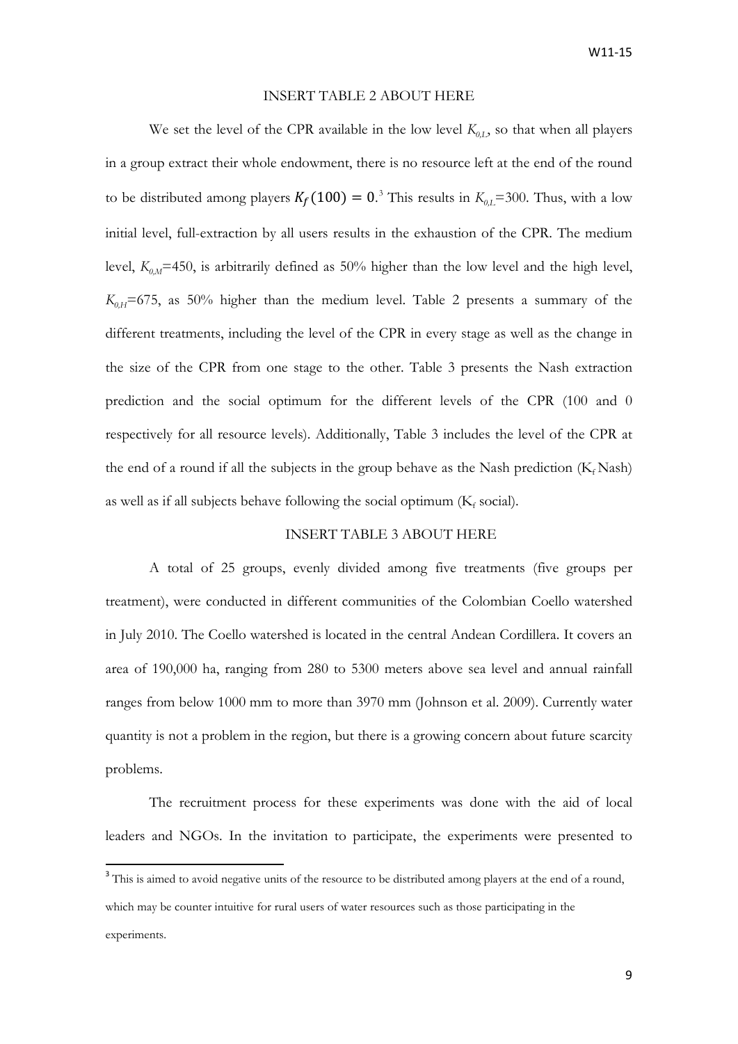INSERT TABLE 2 ABOUT HERE

We set the level of the CPR available in the low level $K_{0,L}$, so that when all players in a group extract their whole endowment, there is no resource left at the end of the round to be distributed among players $K_f(100) = 0$.[3] This results in $K_{0,L}$=300. Thus, with a low initial level, full-extraction by all users results in the exhaustion of the CPR. The medium level, $K_{0,M}$=450, is arbitrarily defined as 50% higher than the low level and the high level, $K_{0,H}$=675, as 50% higher than the medium level. Table 2 presents a summary of the different treatments, including the level of the CPR in every stage as well as the change in the size of the CPR from one stage to the other. Table 3 presents the Nash extraction prediction and the social optimum for the different levels of the CPR (100 and 0 respectively for all resource levels). Additionally, Table 3 includes the level of the CPR at the end of a round if all the subjects in the group behave as the Nash prediction ($K_f$ Nash) as well as if all subjects behave following the social optimum ($K_f$ social).

INSERT TABLE 3 ABOUT HERE

A total of 25 groups, evenly divided among five treatments (five groups per treatment), were conducted in different communities of the Colombian Coello watershed in July 2010. The Coello watershed is located in the central Andean Cordillera. It covers an area of 190,000 ha, ranging from 280 to 5300 meters above sea level and annual rainfall ranges from below 1000 mm to more than 3970 mm (Johnson et al. 2009). Currently water quantity is not a problem in the region, but there is a growing concern about future scarcity problems.

The recruitment process for these experiments was done with the aid of local leaders and NGOs. In the invitation to participate, the experiments were presented to

[3] This is aimed to avoid negative units of the resource to be distributed among players at the end of a round, which may be counter intuitive for rural users of water resources such as those participating in the experiments.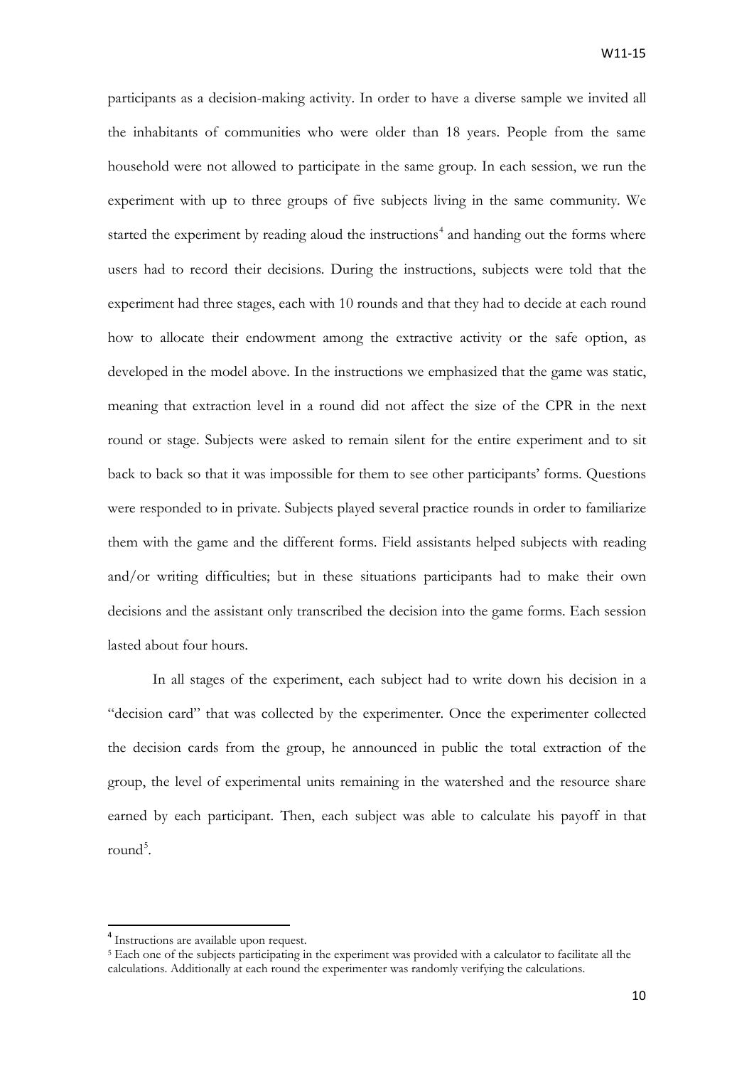participants as a decision-making activity. In order to have a diverse sample we invited all the inhabitants of communities who were older than 18 years. People from the same household were not allowed to participate in the same group. In each session, we run the experiment with up to three groups of five subjects living in the same community. We started the experiment by reading aloud the instructions[4] and handing out the forms where users had to record their decisions. During the instructions, subjects were told that the experiment had three stages, each with 10 rounds and that they had to decide at each round how to allocate their endowment among the extractive activity or the safe option, as developed in the model above. In the instructions we emphasized that the game was static, meaning that extraction level in a round did not affect the size of the CPR in the next round or stage. Subjects were asked to remain silent for the entire experiment and to sit back to back so that it was impossible for them to see other participants' forms. Questions were responded to in private. Subjects played several practice rounds in order to familiarize them with the game and the different forms. Field assistants helped subjects with reading and/or writing difficulties; but in these situations participants had to make their own decisions and the assistant only transcribed the decision into the game forms. Each session lasted about four hours.

In all stages of the experiment, each subject had to write down his decision in a "decision card" that was collected by the experimenter. Once the experimenter collected the decision cards from the group, he announced in public the total extraction of the group, the level of experimental units remaining in the watershed and the resource share earned by each participant. Then, each subject was able to calculate his payoff in that round[5].

[4] Instructions are available upon request.

[5] Each one of the subjects participating in the experiment was provided with a calculator to facilitate all the calculations. Additionally at each round the experimenter was randomly verifying the calculations.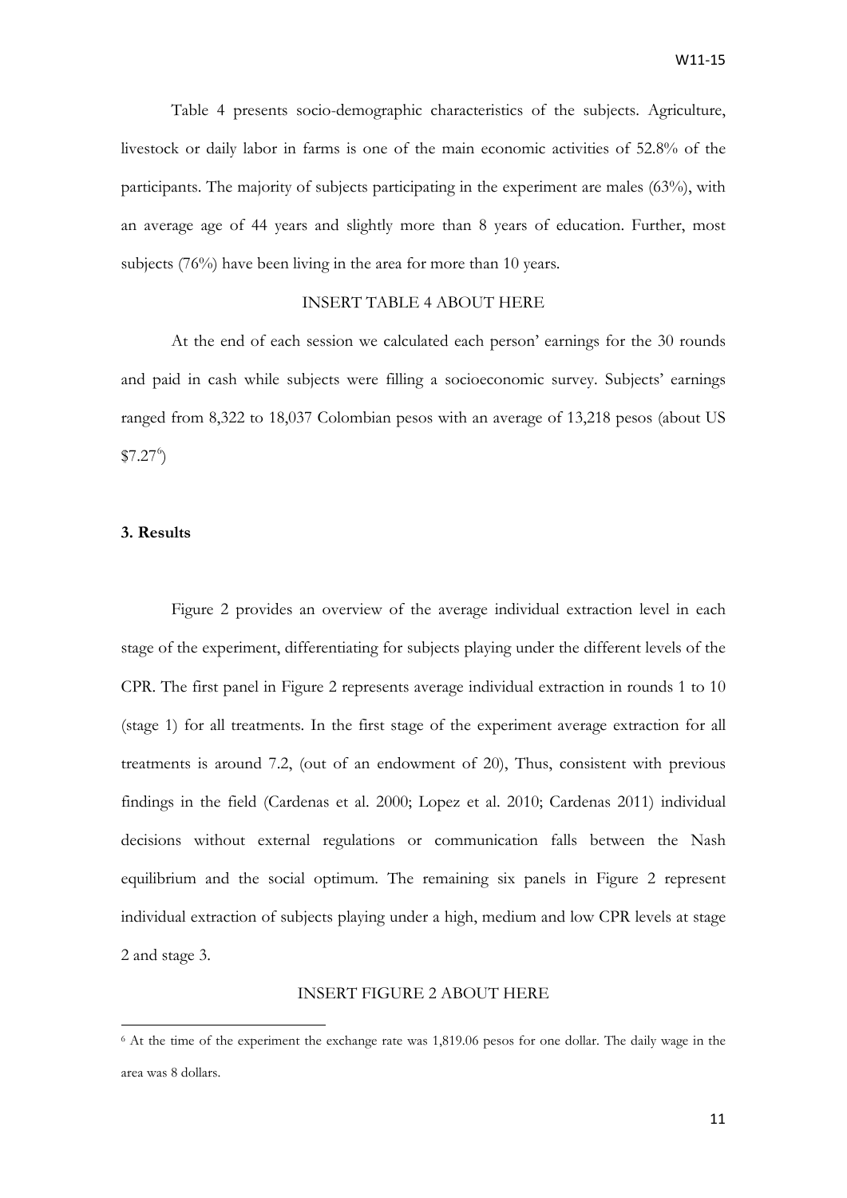Table 4 presents socio-demographic characteristics of the subjects. Agriculture, livestock or daily labor in farms is one of the main economic activities of 52.8% of the participants. The majority of subjects participating in the experiment are males (63%), with an average age of 44 years and slightly more than 8 years of education. Further, most subjects (76%) have been living in the area for more than 10 years.

INSERT TABLE 4 ABOUT HERE

At the end of each session we calculated each person' earnings for the 30 rounds and paid in cash while subjects were filling a socioeconomic survey. Subjects' earnings ranged from 8,322 to 18,037 Colombian pesos with an average of 13,218 pesos (about US \$7.27[6])

### 3. Results

Figure 2 provides an overview of the average individual extraction level in each stage of the experiment, differentiating for subjects playing under the different levels of the CPR. The first panel in Figure 2 represents average individual extraction in rounds 1 to 10 (stage 1) for all treatments. In the first stage of the experiment average extraction for all treatments is around 7.2, (out of an endowment of 20), Thus, consistent with previous findings in the field (Cardenas et al. 2000; Lopez et al. 2010; Cardenas 2011) individual decisions without external regulations or communication falls between the Nash equilibrium and the social optimum. The remaining six panels in Figure 2 represent individual extraction of subjects playing under a high, medium and low CPR levels at stage 2 and stage 3.

INSERT FIGURE 2 ABOUT HERE

[6] At the time of the experiment the exchange rate was 1,819.06 pesos for one dollar. The daily wage in the area was 8 dollars.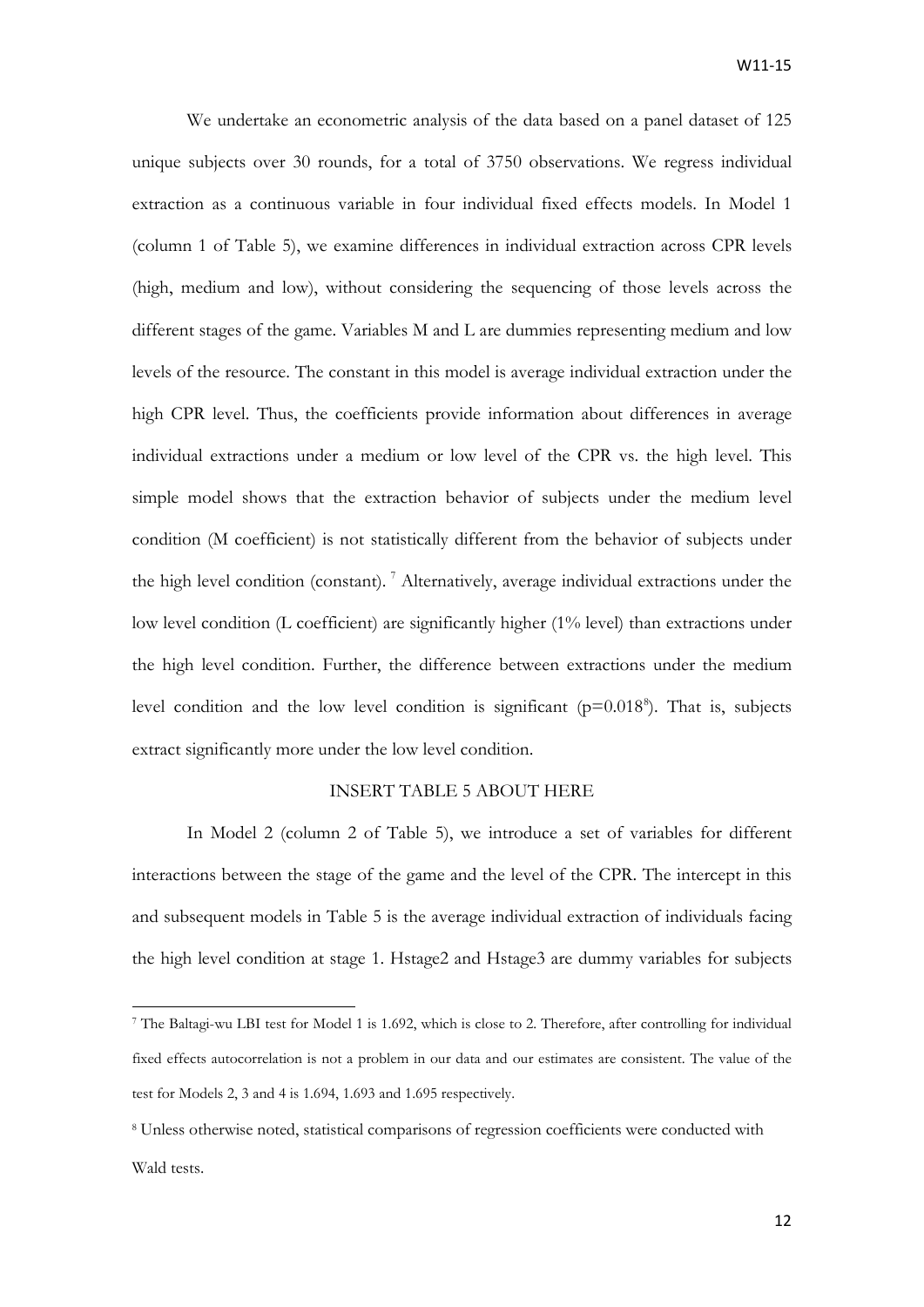We undertake an econometric analysis of the data based on a panel dataset of 125 unique subjects over 30 rounds, for a total of 3750 observations. We regress individual extraction as a continuous variable in four individual fixed effects models. In Model 1 (column 1 of Table 5), we examine differences in individual extraction across CPR levels (high, medium and low), without considering the sequencing of those levels across the different stages of the game. Variables M and L are dummies representing medium and low levels of the resource. The constant in this model is average individual extraction under the high CPR level. Thus, the coefficients provide information about differences in average individual extractions under a medium or low level of the CPR vs. the high level. This simple model shows that the extraction behavior of subjects under the medium level condition (M coefficient) is not statistically different from the behavior of subjects under the high level condition (constant). [7] Alternatively, average individual extractions under the low level condition (L coefficient) are significantly higher (1% level) than extractions under the high level condition. Further, the difference between extractions under the medium level condition and the low level condition is significant (p=0.018[8]). That is, subjects extract significantly more under the low level condition.

INSERT TABLE 5 ABOUT HERE

In Model 2 (column 2 of Table 5), we introduce a set of variables for different interactions between the stage of the game and the level of the CPR. The intercept in this and subsequent models in Table 5 is the average individual extraction of individuals facing the high level condition at stage 1. Hstage2 and Hstage3 are dummy variables for subjects

---

[7] The Baltagi-wu LBI test for Model 1 is 1.692, which is close to 2. Therefore, after controlling for individual fixed effects autocorrelation is not a problem in our data and our estimates are consistent. The value of the test for Models 2, 3 and 4 is 1.694, 1.693 and 1.695 respectively.

[8] Unless otherwise noted, statistical comparisons of regression coefficients were conducted with Wald tests.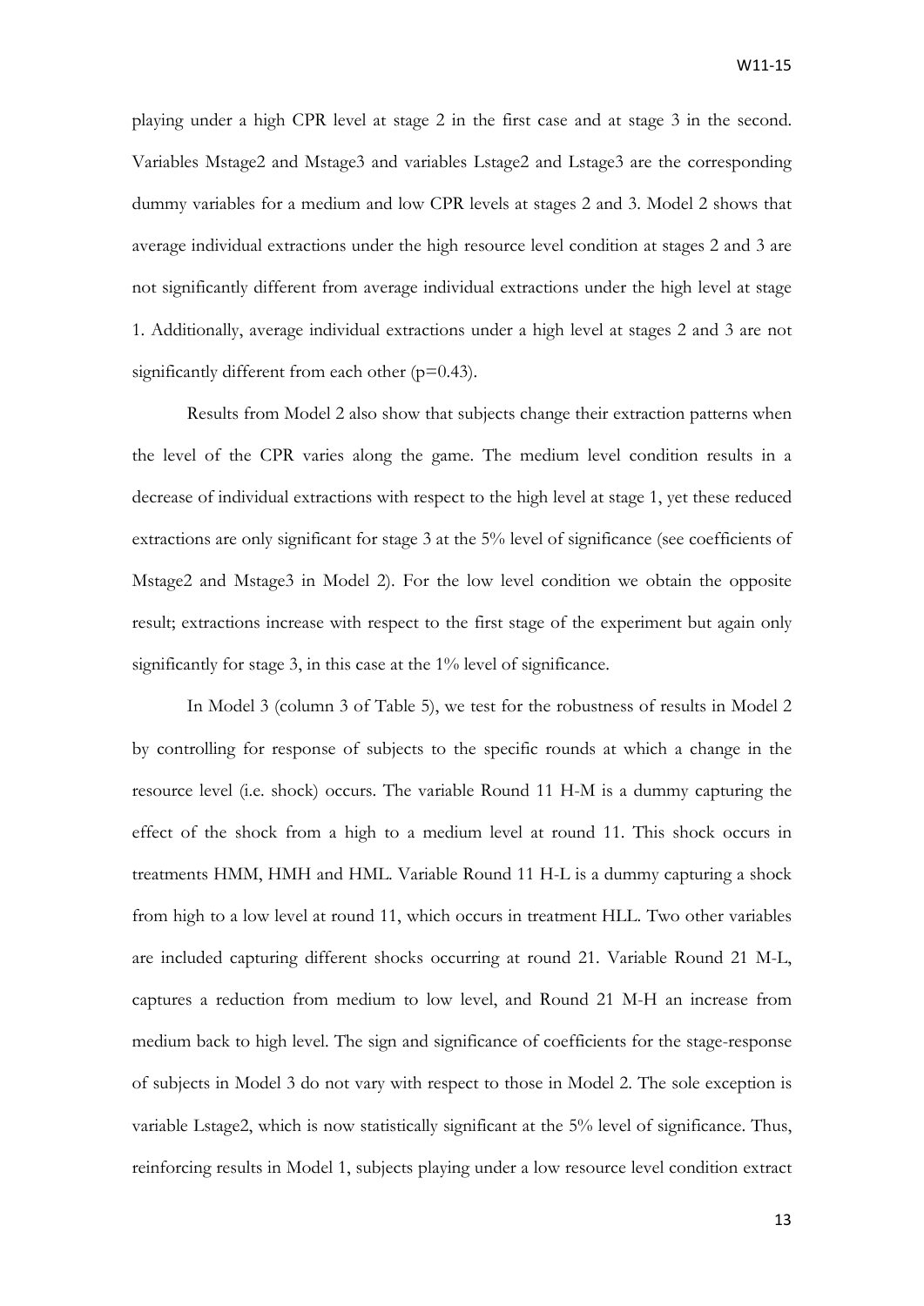playing under a high CPR level at stage 2 in the first case and at stage 3 in the second. Variables Mstage2 and Mstage3 and variables Lstage2 and Lstage3 are the corresponding dummy variables for a medium and low CPR levels at stages 2 and 3. Model 2 shows that average individual extractions under the high resource level condition at stages 2 and 3 are not significantly different from average individual extractions under the high level at stage 1. Additionally, average individual extractions under a high level at stages 2 and 3 are not significantly different from each other (p=0.43).

Results from Model 2 also show that subjects change their extraction patterns when the level of the CPR varies along the game. The medium level condition results in a decrease of individual extractions with respect to the high level at stage 1, yet these reduced extractions are only significant for stage 3 at the 5% level of significance (see coefficients of Mstage2 and Mstage3 in Model 2). For the low level condition we obtain the opposite result; extractions increase with respect to the first stage of the experiment but again only significantly for stage 3, in this case at the 1% level of significance.

In Model 3 (column 3 of Table 5), we test for the robustness of results in Model 2 by controlling for response of subjects to the specific rounds at which a change in the resource level (i.e. shock) occurs. The variable Round 11 H-M is a dummy capturing the effect of the shock from a high to a medium level at round 11. This shock occurs in treatments HMM, HMH and HML. Variable Round 11 H-L is a dummy capturing a shock from high to a low level at round 11, which occurs in treatment HLL. Two other variables are included capturing different shocks occurring at round 21. Variable Round 21 M-L, captures a reduction from medium to low level, and Round 21 M-H an increase from medium back to high level. The sign and significance of coefficients for the stage-response of subjects in Model 3 do not vary with respect to those in Model 2. The sole exception is variable Lstage2, which is now statistically significant at the 5% level of significance. Thus, reinforcing results in Model 1, subjects playing under a low resource level condition extract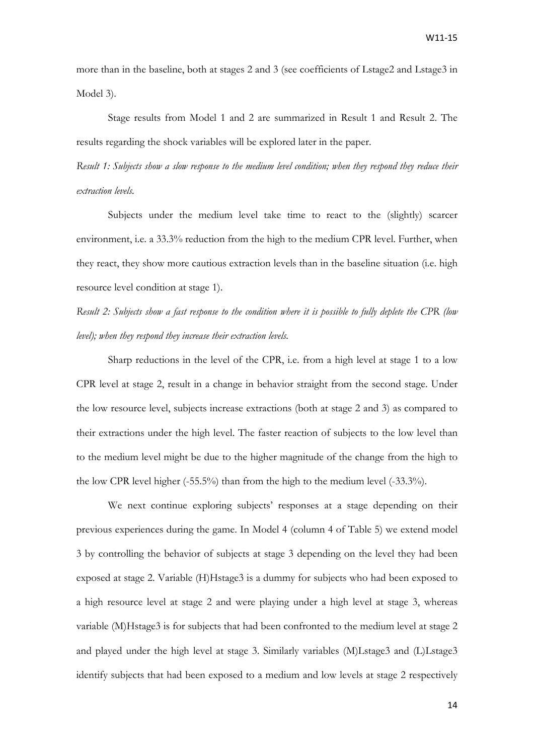more than in the baseline, both at stages 2 and 3 (see coefficients of Lstage2 and Lstage3 in Model 3).

Stage results from Model 1 and 2 are summarized in Result 1 and Result 2. The results regarding the shock variables will be explored later in the paper.

*Result 1: Subjects show a slow response to the medium level condition; when they respond they reduce their extraction levels.*

Subjects under the medium level take time to react to the (slightly) scarcer environment, i.e. a 33.3% reduction from the high to the medium CPR level. Further, when they react, they show more cautious extraction levels than in the baseline situation (i.e. high resource level condition at stage 1).

*Result 2: Subjects show a fast response to the condition where it is possible to fully deplete the CPR (low level); when they respond they increase their extraction levels.*

Sharp reductions in the level of the CPR, i.e. from a high level at stage 1 to a low CPR level at stage 2, result in a change in behavior straight from the second stage. Under the low resource level, subjects increase extractions (both at stage 2 and 3) as compared to their extractions under the high level. The faster reaction of subjects to the low level than to the medium level might be due to the higher magnitude of the change from the high to the low CPR level higher (-55.5%) than from the high to the medium level (-33.3%).

We next continue exploring subjects' responses at a stage depending on their previous experiences during the game. In Model 4 (column 4 of Table 5) we extend model 3 by controlling the behavior of subjects at stage 3 depending on the level they had been exposed at stage 2. Variable (H)Hstage3 is a dummy for subjects who had been exposed to a high resource level at stage 2 and were playing under a high level at stage 3, whereas variable (M)Hstage3 is for subjects that had been confronted to the medium level at stage 2 and played under the high level at stage 3. Similarly variables (M)Lstage3 and (L)Lstage3 identify subjects that had been exposed to a medium and low levels at stage 2 respectively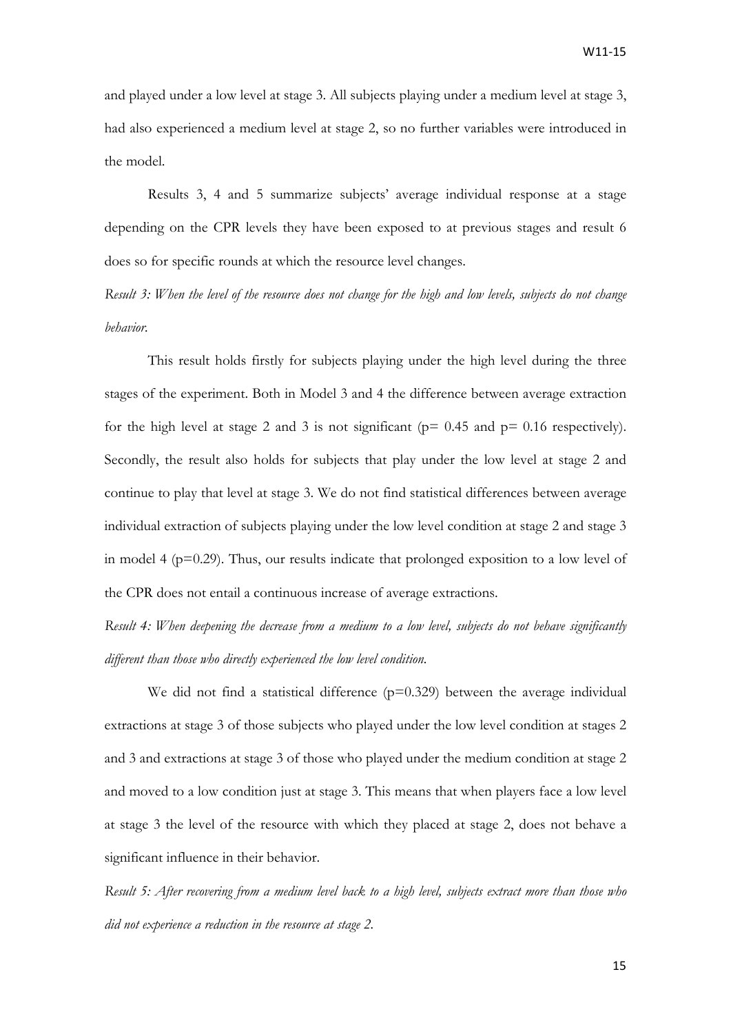and played under a low level at stage 3. All subjects playing under a medium level at stage 3, had also experienced a medium level at stage 2, so no further variables were introduced in the model.

Results 3, 4 and 5 summarize subjects' average individual response at a stage depending on the CPR levels they have been exposed to at previous stages and result 6 does so for specific rounds at which the resource level changes.

*Result 3: When the level of the resource does not change for the high and low levels, subjects do not change behavior.*

This result holds firstly for subjects playing under the high level during the three stages of the experiment. Both in Model 3 and 4 the difference between average extraction for the high level at stage 2 and 3 is not significant ($p= 0.45$ and $p= 0.16$ respectively). Secondly, the result also holds for subjects that play under the low level at stage 2 and continue to play that level at stage 3. We do not find statistical differences between average individual extraction of subjects playing under the low level condition at stage 2 and stage 3 in model 4 ($p=0.29$). Thus, our results indicate that prolonged exposition to a low level of the CPR does not entail a continuous increase of average extractions.

*Result 4: When deepening the decrease from a medium to a low level, subjects do not behave significantly different than those who directly experienced the low level condition.*

We did not find a statistical difference ($p=0.329$) between the average individual extractions at stage 3 of those subjects who played under the low level condition at stages 2 and 3 and extractions at stage 3 of those who played under the medium condition at stage 2 and moved to a low condition just at stage 3. This means that when players face a low level at stage 3 the level of the resource with which they placed at stage 2, does not behave a significant influence in their behavior.

*Result 5: After recovering from a medium level back to a high level, subjects extract more than those who did not experience a reduction in the resource at stage 2.*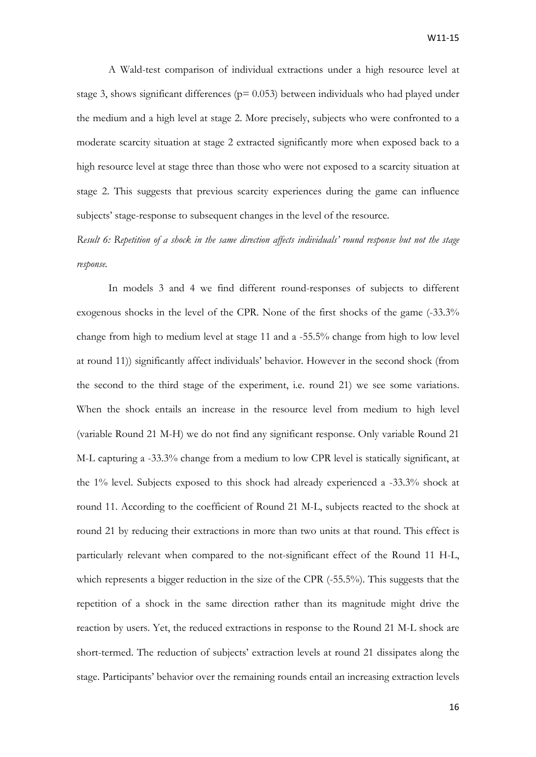A Wald-test comparison of individual extractions under a high resource level at stage 3, shows significant differences (p= 0.053) between individuals who had played under the medium and a high level at stage 2. More precisely, subjects who were confronted to a moderate scarcity situation at stage 2 extracted significantly more when exposed back to a high resource level at stage three than those who were not exposed to a scarcity situation at stage 2. This suggests that previous scarcity experiences during the game can influence subjects' stage-response to subsequent changes in the level of the resource.

*Result 6: Repetition of a shock in the same direction affects individuals' round response but not the stage response.*

In models 3 and 4 we find different round-responses of subjects to different exogenous shocks in the level of the CPR. None of the first shocks of the game (-33.3% change from high to medium level at stage 11 and a -55.5% change from high to low level at round 11)) significantly affect individuals' behavior. However in the second shock (from the second to the third stage of the experiment, i.e. round 21) we see some variations. When the shock entails an increase in the resource level from medium to high level (variable Round 21 M-H) we do not find any significant response. Only variable Round 21 M-L capturing a -33.3% change from a medium to low CPR level is statically significant, at the 1% level. Subjects exposed to this shock had already experienced a -33.3% shock at round 11. According to the coefficient of Round 21 M-L, subjects reacted to the shock at round 21 by reducing their extractions in more than two units at that round. This effect is particularly relevant when compared to the not-significant effect of the Round 11 H-L, which represents a bigger reduction in the size of the CPR (-55.5%). This suggests that the repetition of a shock in the same direction rather than its magnitude might drive the reaction by users. Yet, the reduced extractions in response to the Round 21 M-L shock are short-termed. The reduction of subjects' extraction levels at round 21 dissipates along the stage. Participants' behavior over the remaining rounds entail an increasing extraction levels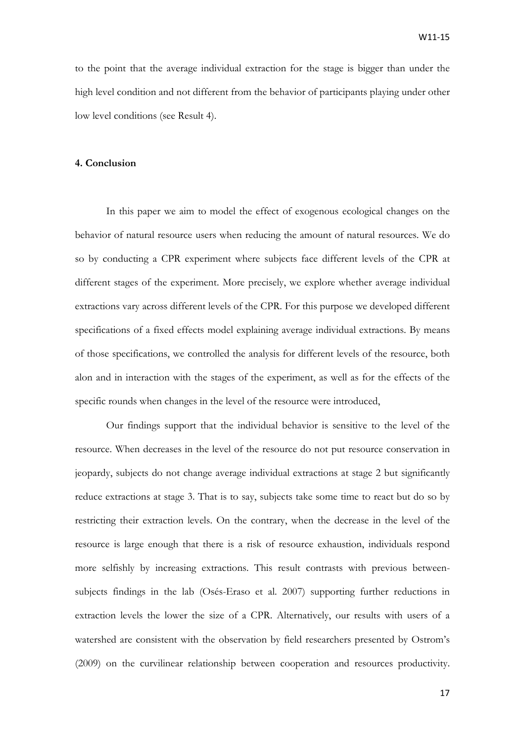to the point that the average individual extraction for the stage is bigger than under the high level condition and not different from the behavior of participants playing under other low level conditions (see Result 4).

**4. Conclusion**

In this paper we aim to model the effect of exogenous ecological changes on the behavior of natural resource users when reducing the amount of natural resources. We do so by conducting a CPR experiment where subjects face different levels of the CPR at different stages of the experiment. More precisely, we explore whether average individual extractions vary across different levels of the CPR. For this purpose we developed different specifications of a fixed effects model explaining average individual extractions. By means of those specifications, we controlled the analysis for different levels of the resource, both alon and in interaction with the stages of the experiment, as well as for the effects of the specific rounds when changes in the level of the resource were introduced,

Our findings support that the individual behavior is sensitive to the level of the resource. When decreases in the level of the resource do not put resource conservation in jeopardy, subjects do not change average individual extractions at stage 2 but significantly reduce extractions at stage 3. That is to say, subjects take some time to react but do so by restricting their extraction levels. On the contrary, when the decrease in the level of the resource is large enough that there is a risk of resource exhaustion, individuals respond more selfishly by increasing extractions. This result contrasts with previous between-subjects findings in the lab (Osés-Eraso et al. 2007) supporting further reductions in extraction levels the lower the size of a CPR. Alternatively, our results with users of a watershed are consistent with the observation by field researchers presented by Ostrom's (2009) on the curvilinear relationship between cooperation and resources productivity.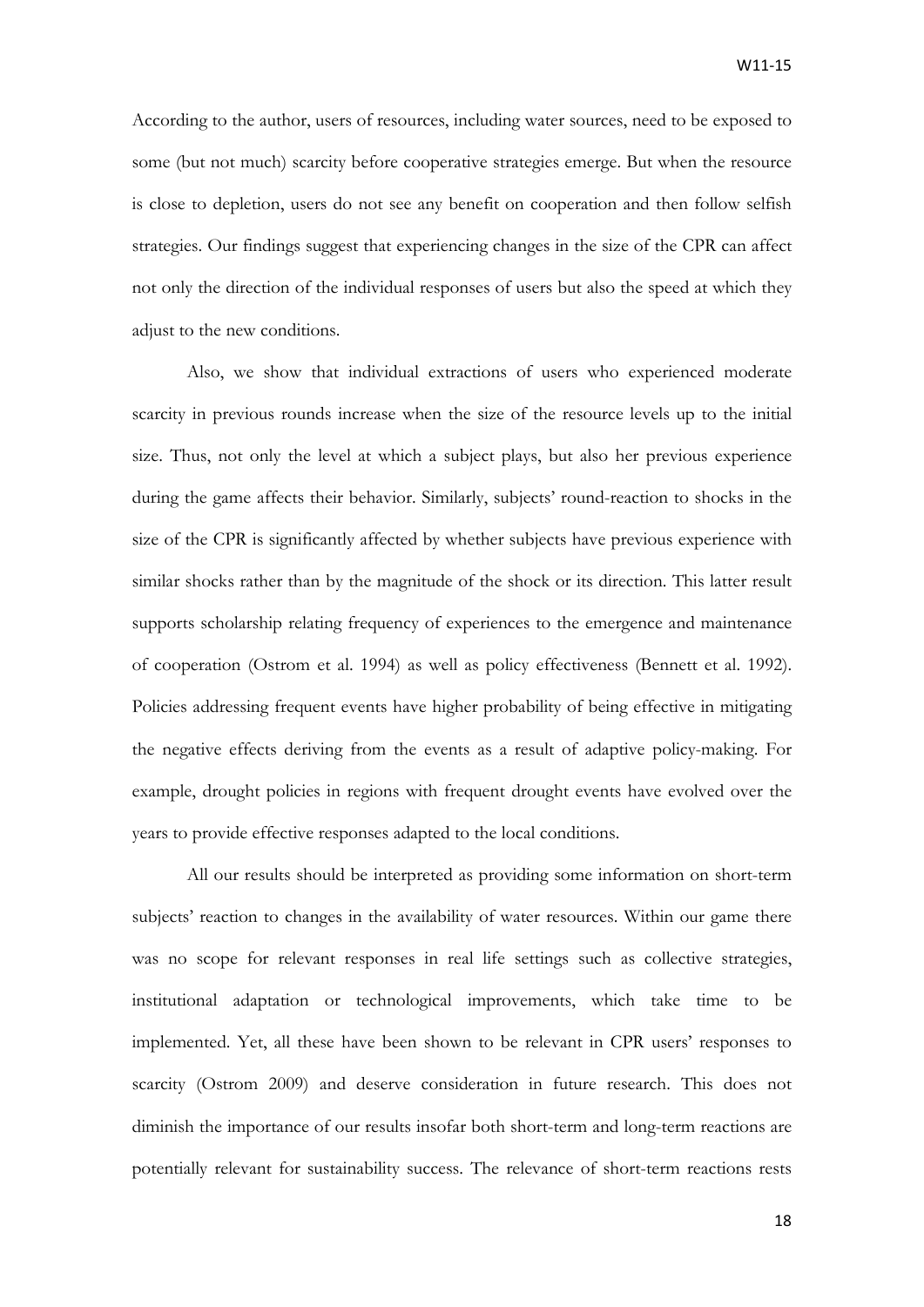According to the author, users of resources, including water sources, need to be exposed to some (but not much) scarcity before cooperative strategies emerge. But when the resource is close to depletion, users do not see any benefit on cooperation and then follow selfish strategies. Our findings suggest that experiencing changes in the size of the CPR can affect not only the direction of the individual responses of users but also the speed at which they adjust to the new conditions.

Also, we show that individual extractions of users who experienced moderate scarcity in previous rounds increase when the size of the resource levels up to the initial size. Thus, not only the level at which a subject plays, but also her previous experience during the game affects their behavior. Similarly, subjects' round-reaction to shocks in the size of the CPR is significantly affected by whether subjects have previous experience with similar shocks rather than by the magnitude of the shock or its direction. This latter result supports scholarship relating frequency of experiences to the emergence and maintenance of cooperation (Ostrom et al. 1994) as well as policy effectiveness (Bennett et al. 1992). Policies addressing frequent events have higher probability of being effective in mitigating the negative effects deriving from the events as a result of adaptive policy-making. For example, drought policies in regions with frequent drought events have evolved over the years to provide effective responses adapted to the local conditions.

All our results should be interpreted as providing some information on short-term subjects' reaction to changes in the availability of water resources. Within our game there was no scope for relevant responses in real life settings such as collective strategies, institutional adaptation or technological improvements, which take time to be implemented. Yet, all these have been shown to be relevant in CPR users' responses to scarcity (Ostrom 2009) and deserve consideration in future research. This does not diminish the importance of our results insofar both short-term and long-term reactions are potentially relevant for sustainability success. The relevance of short-term reactions rests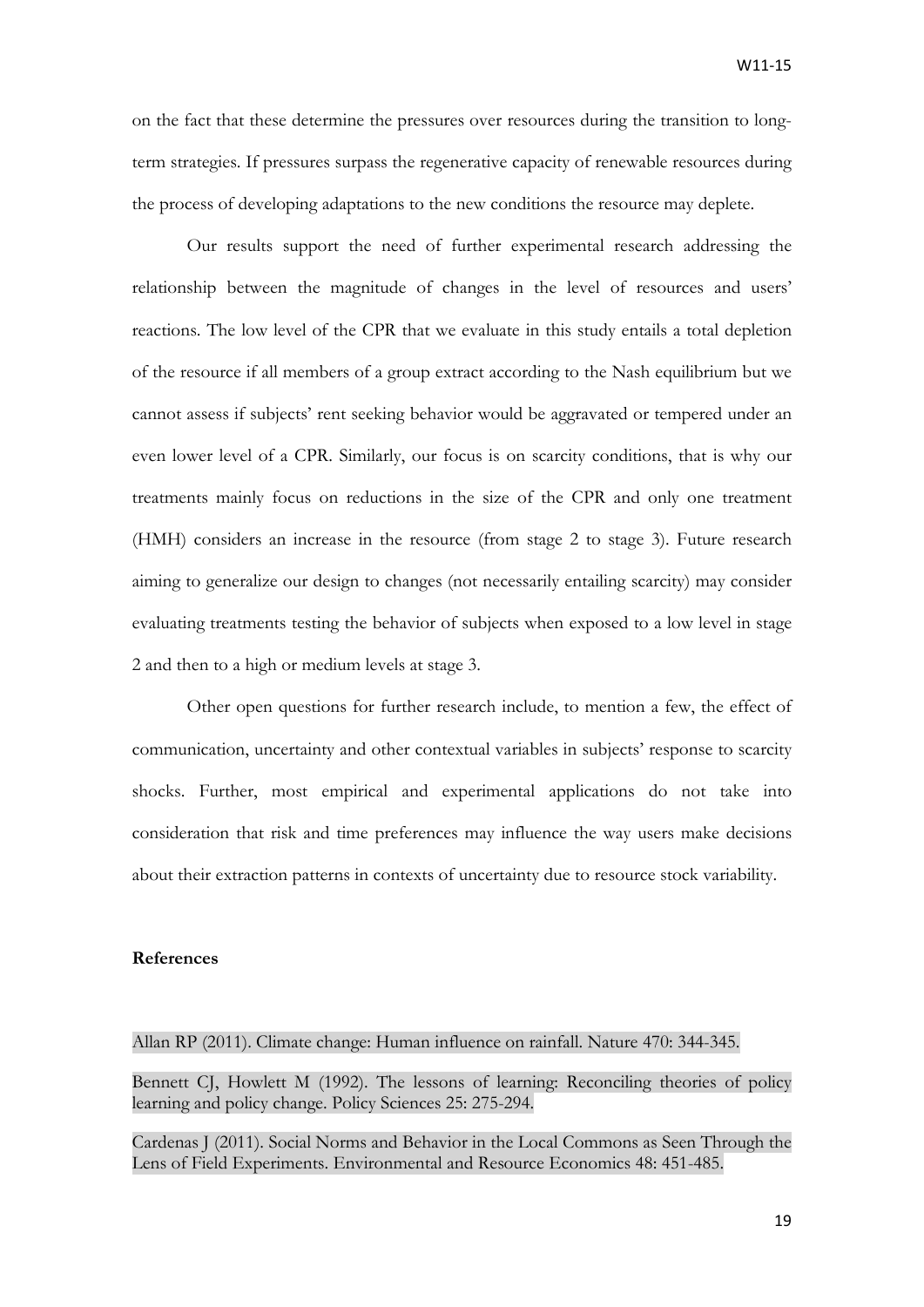on the fact that these determine the pressures over resources during the transition to long-term strategies. If pressures surpass the regenerative capacity of renewable resources during the process of developing adaptations to the new conditions the resource may deplete.

Our results support the need of further experimental research addressing the relationship between the magnitude of changes in the level of resources and users' reactions. The low level of the CPR that we evaluate in this study entails a total depletion of the resource if all members of a group extract according to the Nash equilibrium but we cannot assess if subjects' rent seeking behavior would be aggravated or tempered under an even lower level of a CPR. Similarly, our focus is on scarcity conditions, that is why our treatments mainly focus on reductions in the size of the CPR and only one treatment (HMH) considers an increase in the resource (from stage 2 to stage 3). Future research aiming to generalize our design to changes (not necessarily entailing scarcity) may consider evaluating treatments testing the behavior of subjects when exposed to a low level in stage 2 and then to a high or medium levels at stage 3.

Other open questions for further research include, to mention a few, the effect of communication, uncertainty and other contextual variables in subjects' response to scarcity shocks. Further, most empirical and experimental applications do not take into consideration that risk and time preferences may influence the way users make decisions about their extraction patterns in contexts of uncertainty due to resource stock variability.

**References**

Allan RP (2011). Climate change: Human influence on rainfall. Nature 470: 344-345.

Bennett CJ, Howlett M (1992). The lessons of learning: Reconciling theories of policy learning and policy change. Policy Sciences 25: 275-294.

Cardenas J (2011). Social Norms and Behavior in the Local Commons as Seen Through the Lens of Field Experiments. Environmental and Resource Economics 48: 451-485.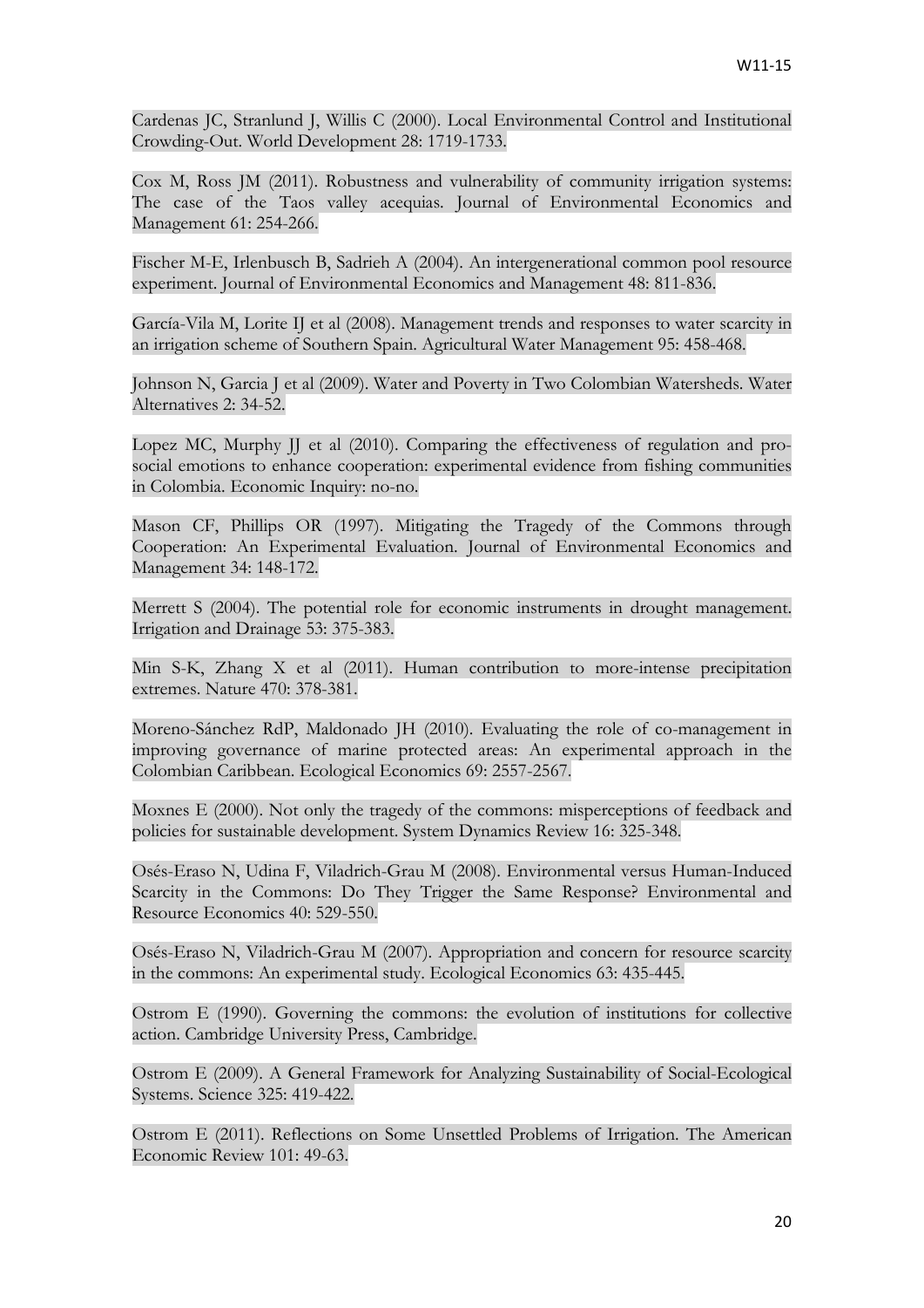Cardenas JC, Stranlund J, Willis C (2000). Local Environmental Control and Institutional Crowding-Out. World Development 28: 1719-1733.

Cox M, Ross JM (2011). Robustness and vulnerability of community irrigation systems: The case of the Taos valley acequias. Journal of Environmental Economics and Management 61: 254-266.

Fischer M-E, Irlenbusch B, Sadrieh A (2004). An intergenerational common pool resource experiment. Journal of Environmental Economics and Management 48: 811-836.

García-Vila M, Lorite IJ et al (2008). Management trends and responses to water scarcity in an irrigation scheme of Southern Spain. Agricultural Water Management 95: 458-468.

Johnson N, Garcia J et al (2009). Water and Poverty in Two Colombian Watersheds. Water Alternatives 2: 34-52.

Lopez MC, Murphy JJ et al (2010). Comparing the effectiveness of regulation and pro-social emotions to enhance cooperation: experimental evidence from fishing communities in Colombia. Economic Inquiry: no-no.

Mason CF, Phillips OR (1997). Mitigating the Tragedy of the Commons through Cooperation: An Experimental Evaluation. Journal of Environmental Economics and Management 34: 148-172.

Merrett S (2004). The potential role for economic instruments in drought management. Irrigation and Drainage 53: 375-383.

Min S-K, Zhang X et al (2011). Human contribution to more-intense precipitation extremes. Nature 470: 378-381.

Moreno-Sánchez RdP, Maldonado JH (2010). Evaluating the role of co-management in improving governance of marine protected areas: An experimental approach in the Colombian Caribbean. Ecological Economics 69: 2557-2567.

Moxnes E (2000). Not only the tragedy of the commons: misperceptions of feedback and policies for sustainable development. System Dynamics Review 16: 325-348.

Osés-Eraso N, Udina F, Viladrich-Grau M (2008). Environmental versus Human-Induced Scarcity in the Commons: Do They Trigger the Same Response? Environmental and Resource Economics 40: 529-550.

Osés-Eraso N, Viladrich-Grau M (2007). Appropriation and concern for resource scarcity in the commons: An experimental study. Ecological Economics 63: 435-445.

Ostrom E (1990). Governing the commons: the evolution of institutions for collective action. Cambridge University Press, Cambridge.

Ostrom E (2009). A General Framework for Analyzing Sustainability of Social-Ecological Systems. Science 325: 419-422.

Ostrom E (2011). Reflections on Some Unsettled Problems of Irrigation. The American Economic Review 101: 49-63.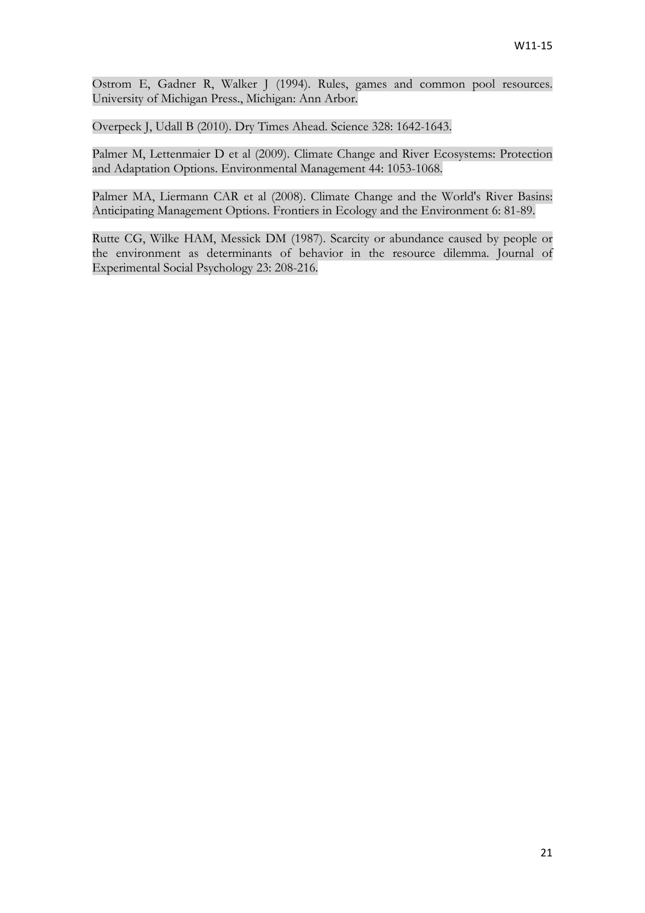Ostrom E, Gadner R, Walker J (1994). Rules, games and common pool resources. University of Michigan Press., Michigan: Ann Arbor.

Overpeck J, Udall B (2010). Dry Times Ahead. Science 328: 1642-1643.

Palmer M, Lettenmaier D et al (2009). Climate Change and River Ecosystems: Protection and Adaptation Options. Environmental Management 44: 1053-1068.

Palmer MA, Liermann CAR et al (2008). Climate Change and the World's River Basins: Anticipating Management Options. Frontiers in Ecology and the Environment 6: 81-89.

Rutte CG, Wilke HAM, Messick DM (1987). Scarcity or abundance caused by people or the environment as determinants of behavior in the resource dilemma. Journal of Experimental Social Psychology 23: 208-216.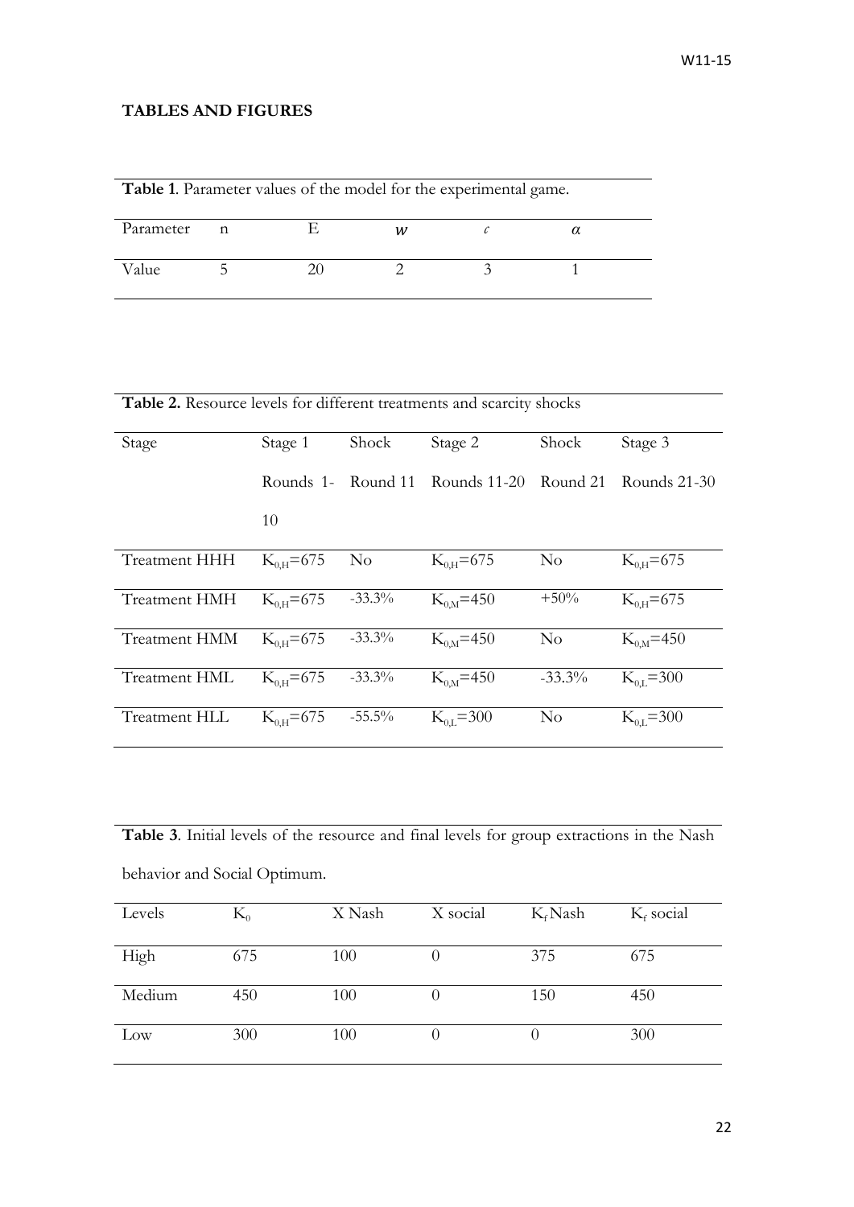**TABLES AND FIGURES**

**Table 1**. Parameter values of the model for the experimental game.

| Parameter | n | E | $w$ | $c$ | $\alpha$ |
|---|---|---|---|---|---|
| Value | 5 | 20 | 2 | 3 | 1 |

**Table 2.** Resource levels for different treatments and scarcity shocks

| Stage | Stage 1 | Shock | Stage 2 | Shock | Stage 3 |
|---|---|---|---|---|---|
| | Rounds 1-10 | Round 11 | Rounds 11-20 | Round 21 | Rounds 21-30 |
| Treatment HHH | $K_{0,H}$=675 | No | $K_{0,H}$=675 | No | $K_{0,H}$=675 |
| Treatment HMH | $K_{0,H}$=675 | -33.3% | $K_{0,M}$=450 | +50% | $K_{0,H}$=675 |
| Treatment HMM | $K_{0,H}$=675 | -33.3% | $K_{0,M}$=450 | No | $K_{0,M}$=450 |
| Treatment HML | $K_{0,H}$=675 | -33.3% | $K_{0,M}$=450 | -33.3% | $K_{0,L}$=300 |
| Treatment HLL | $K_{0,H}$=675 | -55.5% | $K_{0,L}$=300 | No | $K_{0,L}$=300 |

**Table 3**. Initial levels of the resource and final levels for group extractions in the Nash behavior and Social Optimum.

| Levels | $K_0$ | X Nash | X social | $K_f$ Nash | $K_f$ social |
|---|---|---|---|---|---|
| High | 675 | 100 | 0 | 375 | 675 |
| Medium | 450 | 100 | 0 | 150 | 450 |
| Low | 300 | 100 | 0 | 0 | 300 |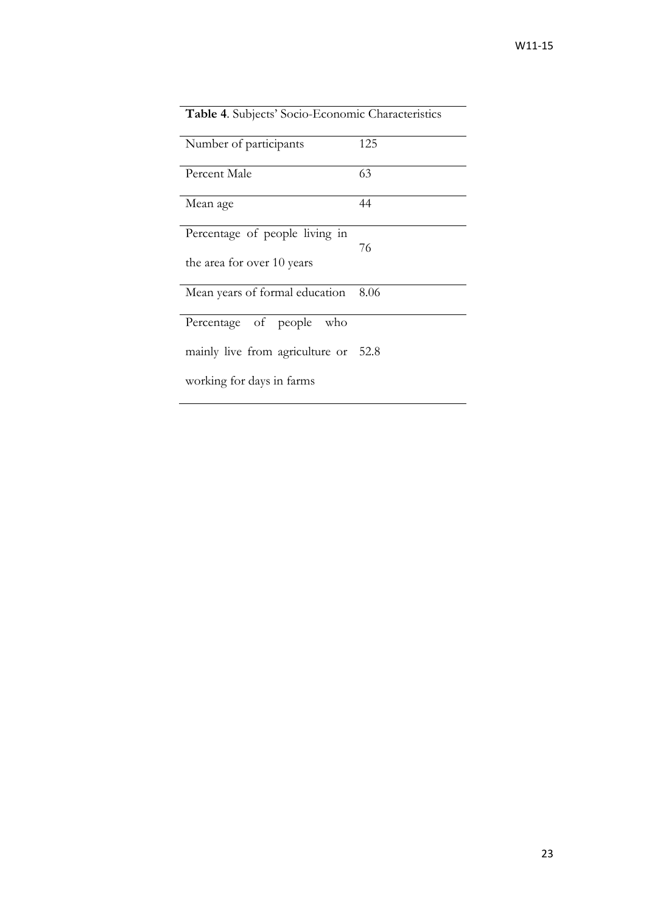**Table 4**. Subjects' Socio-Economic Characteristics

| | |
|---|---|
| Number of participants | 125 |
| Percent Male | 63 |
| Mean age | 44 |
| Percentage of people living in the area for over 10 years | 76 |
| Mean years of formal education | 8.06 |
| Percentage of people who mainly live from agriculture or working for days in farms | 52.8 |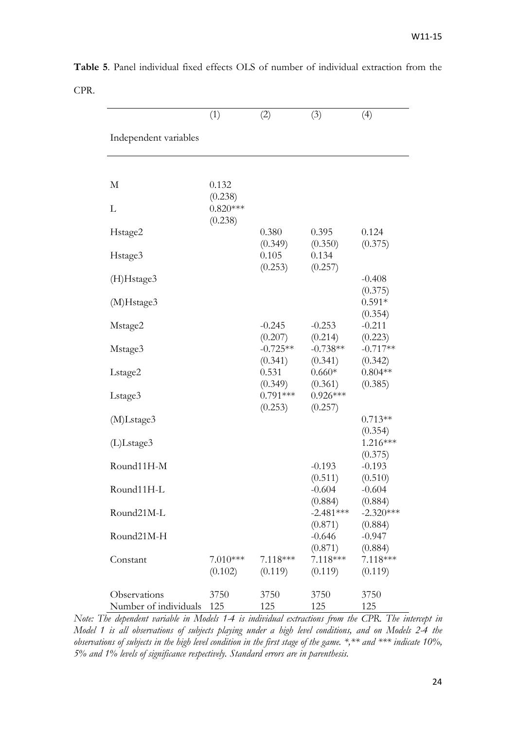**Table 5**. Panel individual fixed effects OLS of number of individual extraction from the CPR.

| Independent variables | (1) | (2) | (3) | (4) |
|---|---|---|---|---|
| M | 0.132 | | | |
| | (0.238) | | | |
| L | 0.820*** | | | |
| | (0.238) | | | |
| Hstage2 | | 0.380 | 0.395 | 0.124 |
| | | (0.349) | (0.350) | (0.375) |
| Hstage3 | | 0.105 | 0.134 | |
| | | (0.253) | (0.257) | |
| (H)Hstage3 | | | | -0.408 |
| | | | | (0.375) |
| (M)Hstage3 | | | | 0.591* |
| | | | | (0.354) |
| Mstage2 | | -0.245 | -0.253 | -0.211 |
| | | (0.207) | (0.214) | (0.223) |
| Mstage3 | | -0.725** | -0.738** | -0.717** |
| | | (0.341) | (0.341) | (0.342) |
| Lstage2 | | 0.531 | 0.660* | 0.804** |
| | | (0.349) | (0.361) | (0.385) |
| Lstage3 | | 0.791*** | 0.926*** | |
| | | (0.253) | (0.257) | |
| (M)Lstage3 | | | | 0.713** |
| | | | | (0.354) |
| (L)Lstage3 | | | | 1.216*** |
| | | | | (0.375) |
| Round11H-M | | | -0.193 | -0.193 |
| | | | (0.511) | (0.510) |
| Round11H-L | | | -0.604 | -0.604 |
| | | | (0.884) | (0.884) |
| Round21M-L | | | -2.481*** | -2.320*** |
| | | | (0.871) | (0.884) |
| Round21M-H | | | -0.646 | -0.947 |
| | | | (0.871) | (0.884) |
| Constant | 7.010*** | 7.118*** | 7.118*** | 7.118*** |
| | (0.102) | (0.119) | (0.119) | (0.119) |
| Observations | 3750 | 3750 | 3750 | 3750 |
| Number of individuals | 125 | 125 | 125 | 125 |

*Note: The dependent variable in Models 1-4 is individual extractions from the CPR. The intercept in Model 1 is all observations of subjects playing under a high level conditions, and on Models 2-4 the observations of subjects in the high level condition in the first stage of the game. *,** and *** indicate 10%, 5% and 1% levels of significance respectively. Standard errors are in parenthesis.*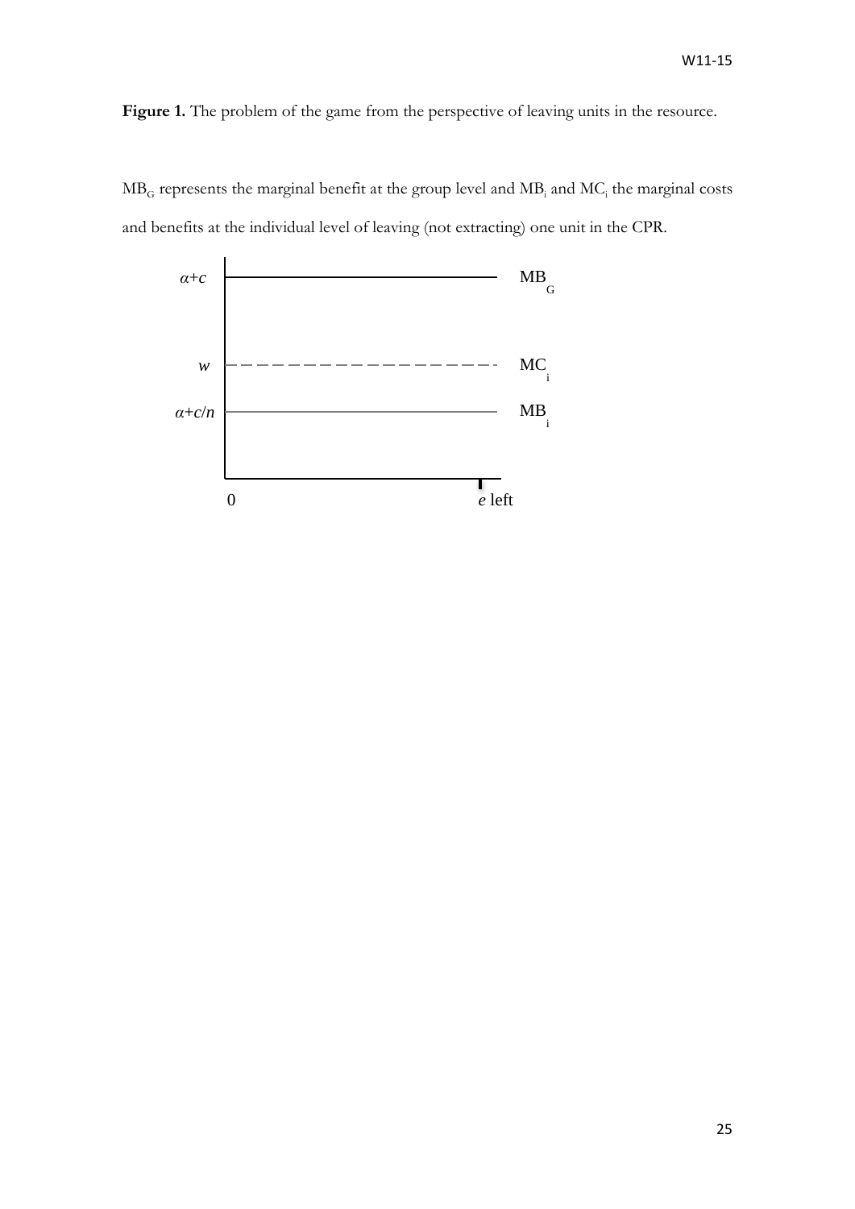**Figure 1.** The problem of the game from the perspective of leaving units in the resource.

$MB_G$ represents the marginal benefit at the group level and $MB_i$ and $MC_i$ the marginal costs and benefits at the individual level of leaving (not extracting) one unit in the CPR.

$\alpha$+$c$ MB$_G$

$w$ MC$_i$

$\alpha$+$c$/$n$ MB$_i$

0 $e$ left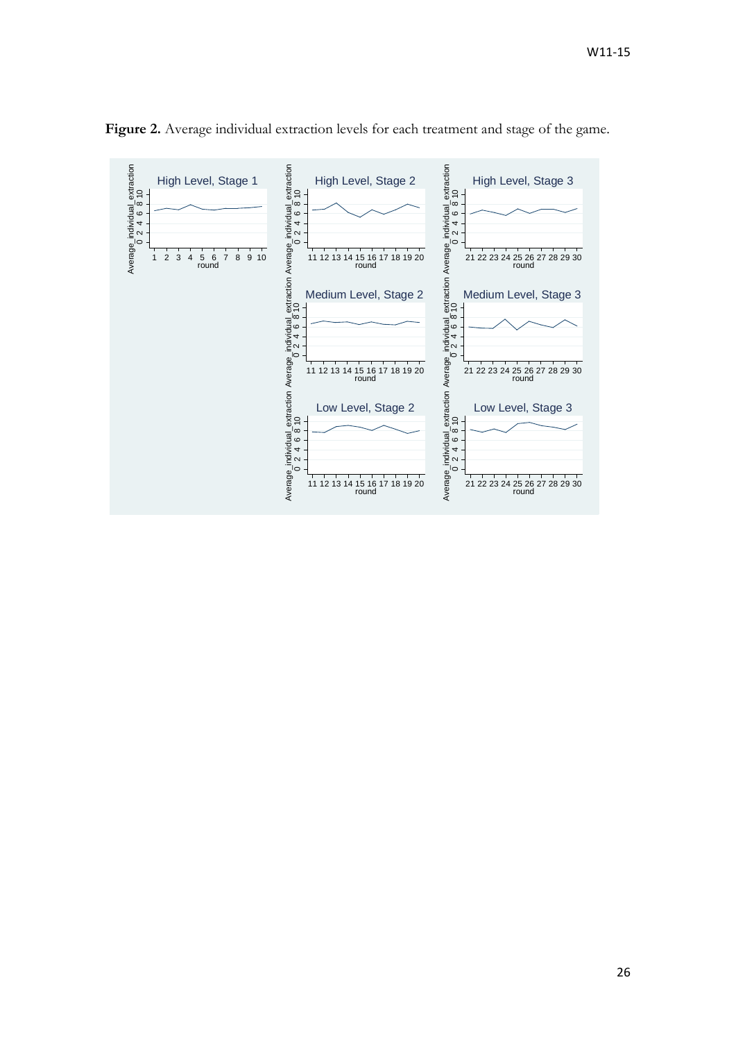**Figure 2.** Average individual extraction levels for each treatment and stage of the game.

High Level, Stage 1

Average_individual_extraction

0 2 4 6 8 10

1 2 3 4 5 6 7 8 9 10

round

High Level, Stage 2

Average_individual_extraction

0 2 4 6 8 10

11 12 13 14 15 16 17 18 19 20

round

High Level, Stage 3

Average_individual_extraction

0 2 4 6 8 10

21 22 23 24 25 26 27 28 29 30

round

Medium Level, Stage 2

Average_individual_extraction

0 2 4 6 8 10

11 12 13 14 15 16 17 18 19 20

round

Medium Level, Stage 3

Average_individual_extraction

0 2 4 6 8 10

21 22 23 24 25 26 27 28 29 30

round

Low Level, Stage 2

Average_individual_extraction

0 2 4 6 8 10

11 12 13 14 15 16 17 18 19 20

round

Low Level, Stage 3

Average_individual_extraction

0 2 4 6 8 10

21 22 23 24 25 26 27 28 29 30

round